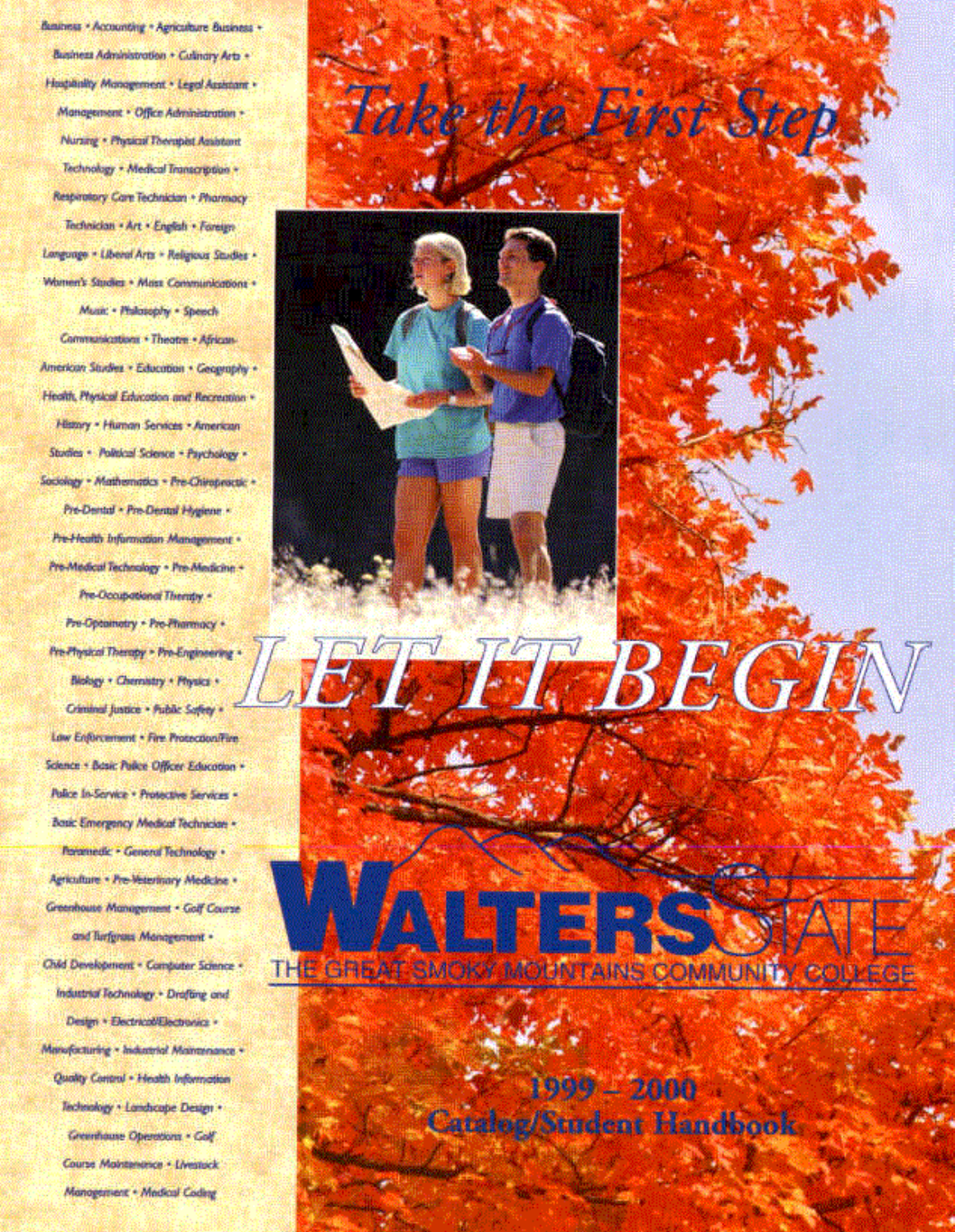Business • Accounting • Agriculture Business • Business Administration • Culinary Arts • Hospitality Management • Legal Assistant • Management • Office Administration • Nursing • Physical Therapist Assistant Technology • Medical Transcription • Respiratory Care Technician • Pharmacy Technician • Art • English • Foreign Language • Liberal Arts • Religious Studies • Women's Studies • Mass Communications • Music • Philosophy • Speech Communications • Theatre • African-American Studies • Education • Geography • Health, Physical Education and Recreation • History • Human Services • American Studies • Political Science • Psychology • Sociology • Mathematics • Pre-Chiropractic • Pre-Dental • Pre-Dental Hygiene • Pre-Health Information Management • Pre-Medical Technology • Pre-Medicine • Pre-Occupational Therapy • Pre-Optometry • Pre-Pharmacy • Pre-Physical Therapy • Pre-Engineering • Biology • Chemistry • Physics • Criminal Justice • Public Safety • Law Enforcement • Fire Protection/Fire Science • Basic Police Officer Education • Police In-Service • Protective Services • Basic Emergency Medical Technician • Paramedic • General Technology • Agriculture • Pre-Veterinary Medicine • Greenhouse Management • Golf Course and Turfgrass Management • Child Development • Computer Science • Industrial Technology • Drafting and Design • Electrical/Electronics • Manufacturing • Industrial Maintenance • Quality Control • Health Information Technology • Landscape Design • Greenhouse Operations • Golf Course Maintenance • Livestock Management • Medical Coding

*Take the First Step*

# LET IT BEGIN

# WALTERS STATE

THE GREAT SMOKY MOUNTAINS COMMUNITY COLLEGE

## 1999 – 2000 Catalog/Student Handbook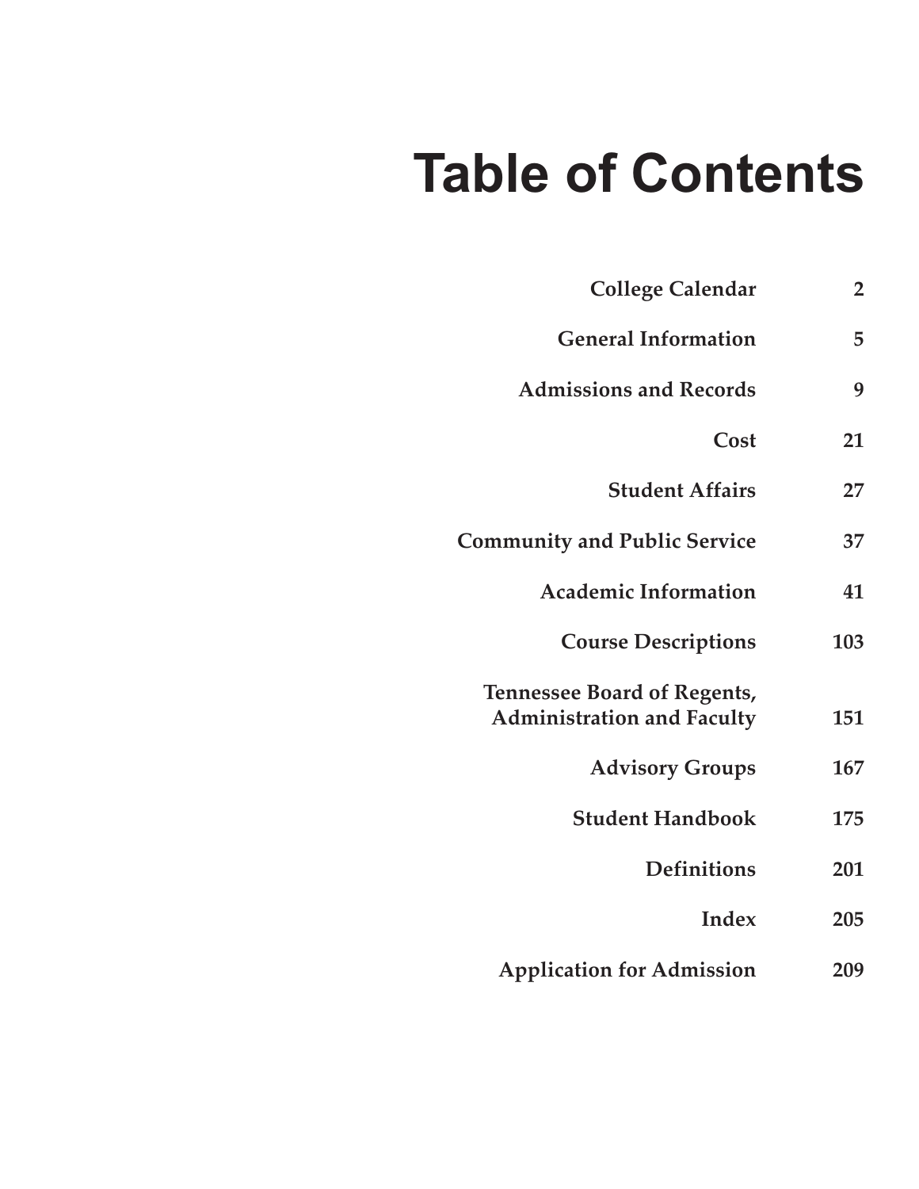# Table of Contents

| | |
|---|---|
| College Calendar | 2 |
| General Information | 5 |
| Admissions and Records | 9 |
| Cost | 21 |
| Student Affairs | 27 |
| Community and Public Service | 37 |
| Academic Information | 41 |
| Course Descriptions | 103 |
| Tennessee Board of Regents, Administration and Faculty | 151 |
| Advisory Groups | 167 |
| Student Handbook | 175 |
| Definitions | 201 |
| Index | 205 |
| Application for Admission | 209 |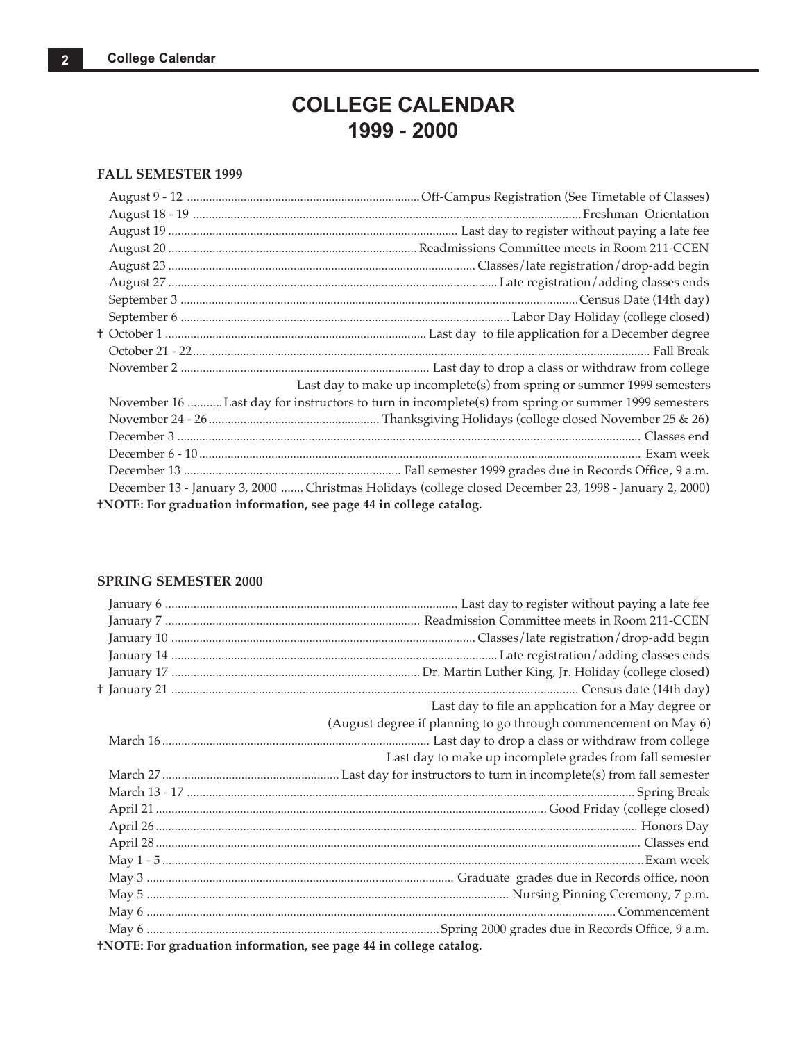# COLLEGE CALENDAR
# 1999 - 2000

## FALL SEMESTER 1999

| Date | Event |
|---|---|
| August 9 - 12 | Off-Campus Registration (See Timetable of Classes) |
| August 18 - 19 | Freshman Orientation |
| August 19 | Last day to register without paying a late fee |
| August 20 | Readmissions Committee meets in Room 211-CCEN |
| August 23 | Classes/late registration/drop-add begin |
| August 27 | Late registration/adding classes ends |
| September 3 | Census Date (14th day) |
| September 6 | Labor Day Holiday (college closed) |
| † October 1 | Last day to file application for a December degree |
| October 21 - 22 | Fall Break |
| November 2 | Last day to drop a class or withdraw from college |
| | Last day to make up incomplete(s) from spring or summer 1999 semesters |
| November 16 | Last day for instructors to turn in incomplete(s) from spring or summer 1999 semesters |
| November 24 - 26 | Thanksgiving Holidays (college closed November 25 & 26) |
| December 3 | Classes end |
| December 6 - 10 | Exam week |
| December 13 | Fall semester 1999 grades due in Records Office, 9 a.m. |
| December 13 - January 3, 2000 | Christmas Holidays (college closed December 23, 1998 - January 2, 2000) |

**†NOTE: For graduation information, see page 44 in college catalog.**

## SPRING SEMESTER 2000

| Date | Event |
|---|---|
| January 6 | Last day to register without paying a late fee |
| January 7 | Readmission Committee meets in Room 211-CCEN |
| January 10 | Classes/late registration/drop-add begin |
| January 14 | Late registration/adding classes ends |
| January 17 | Dr. Martin Luther King, Jr. Holiday (college closed) |
| † January 21 | Census date (14th day) |
| | Last day to file an application for a May degree or (August degree if planning to go through commencement on May 6) |
| March 16 | Last day to drop a class or withdraw from college |
| | Last day to make up incomplete grades from fall semester |
| March 27 | Last day for instructors to turn in incomplete(s) from fall semester |
| March 13 - 17 | Spring Break |
| April 21 | Good Friday (college closed) |
| April 26 | Honors Day |
| April 28 | Classes end |
| May 1 - 5 | Exam week |
| May 3 | Graduate grades due in Records office, noon |
| May 5 | Nursing Pinning Ceremony, 7 p.m. |
| May 6 | Commencement |
| May 6 | Spring 2000 grades due in Records Office, 9 a.m. |

**†NOTE: For graduation information, see page 44 in college catalog.**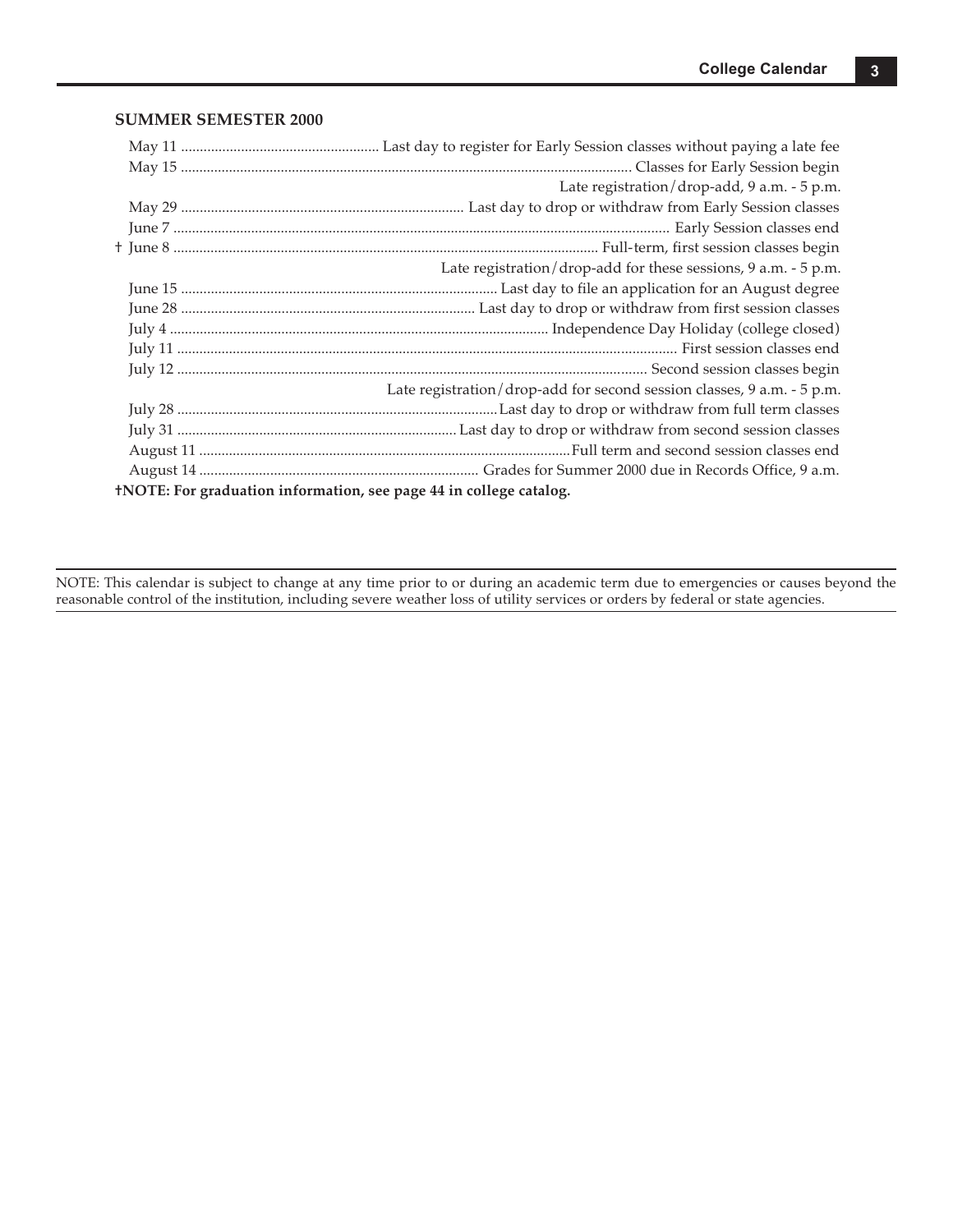## SUMMER SEMESTER 2000

| Date | Event |
|---|---|
| May 11 | Last day to register for Early Session classes without paying a late fee |
| May 15 | Classes for Early Session begin |
| | Late registration/drop-add, 9 a.m. - 5 p.m. |
| May 29 | Last day to drop or withdraw from Early Session classes |
| June 7 | Early Session classes end |
| † June 8 | Full-term, first session classes begin |
| | Late registration/drop-add for these sessions, 9 a.m. - 5 p.m. |
| June 15 | Last day to file an application for an August degree |
| June 28 | Last day to drop or withdraw from first session classes |
| July 4 | Independence Day Holiday (college closed) |
| July 11 | First session classes end |
| July 12 | Second session classes begin |
| | Late registration/drop-add for second session classes, 9 a.m. - 5 p.m. |
| July 28 | Last day to drop or withdraw from full term classes |
| July 31 | Last day to drop or withdraw from second session classes |
| August 11 | Full term and second session classes end |
| August 14 | Grades for Summer 2000 due in Records Office, 9 a.m. |

**†NOTE: For graduation information, see page 44 in college catalog.**

---

NOTE: This calendar is subject to change at any time prior to or during an academic term due to emergencies or causes beyond the reasonable control of the institution, including severe weather loss of utility services or orders by federal or state agencies.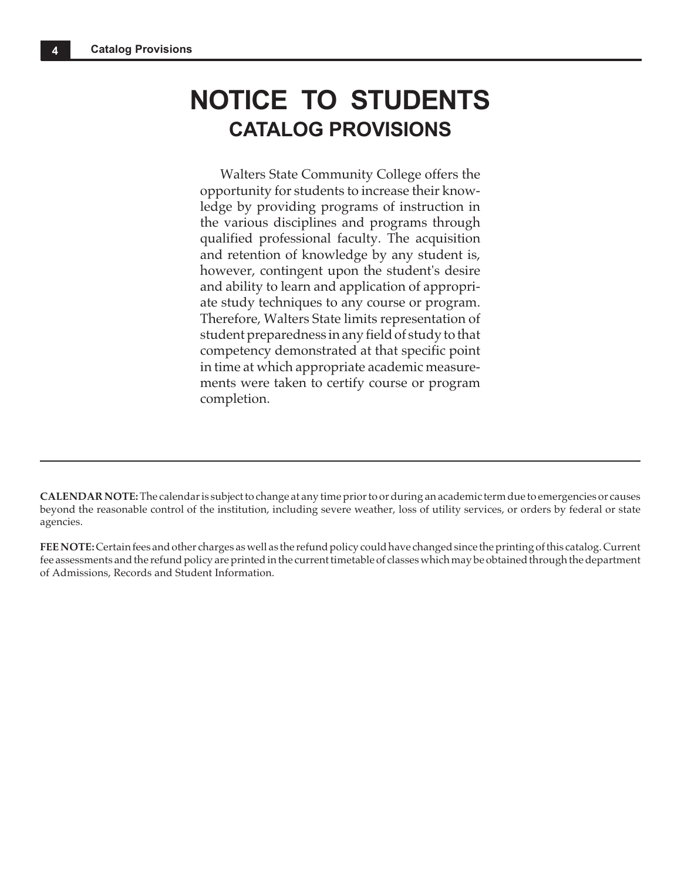# NOTICE TO STUDENTS

## CATALOG PROVISIONS

Walters State Community College offers the opportunity for students to increase their knowledge by providing programs of instruction in the various disciplines and programs through qualified professional faculty. The acquisition and retention of knowledge by any student is, however, contingent upon the student's desire and ability to learn and application of appropriate study techniques to any course or program. Therefore, Walters State limits representation of student preparedness in any field of study to that competency demonstrated at that specific point in time at which appropriate academic measurements were taken to certify course or program completion.

---

**CALENDAR NOTE:** The calendar is subject to change at any time prior to or during an academic term due to emergencies or causes beyond the reasonable control of the institution, including severe weather, loss of utility services, or orders by federal or state agencies.

**FEE NOTE:** Certain fees and other charges as well as the refund policy could have changed since the printing of this catalog. Current fee assessments and the refund policy are printed in the current timetable of classes which may be obtained through the department of Admissions, Records and Student Information.